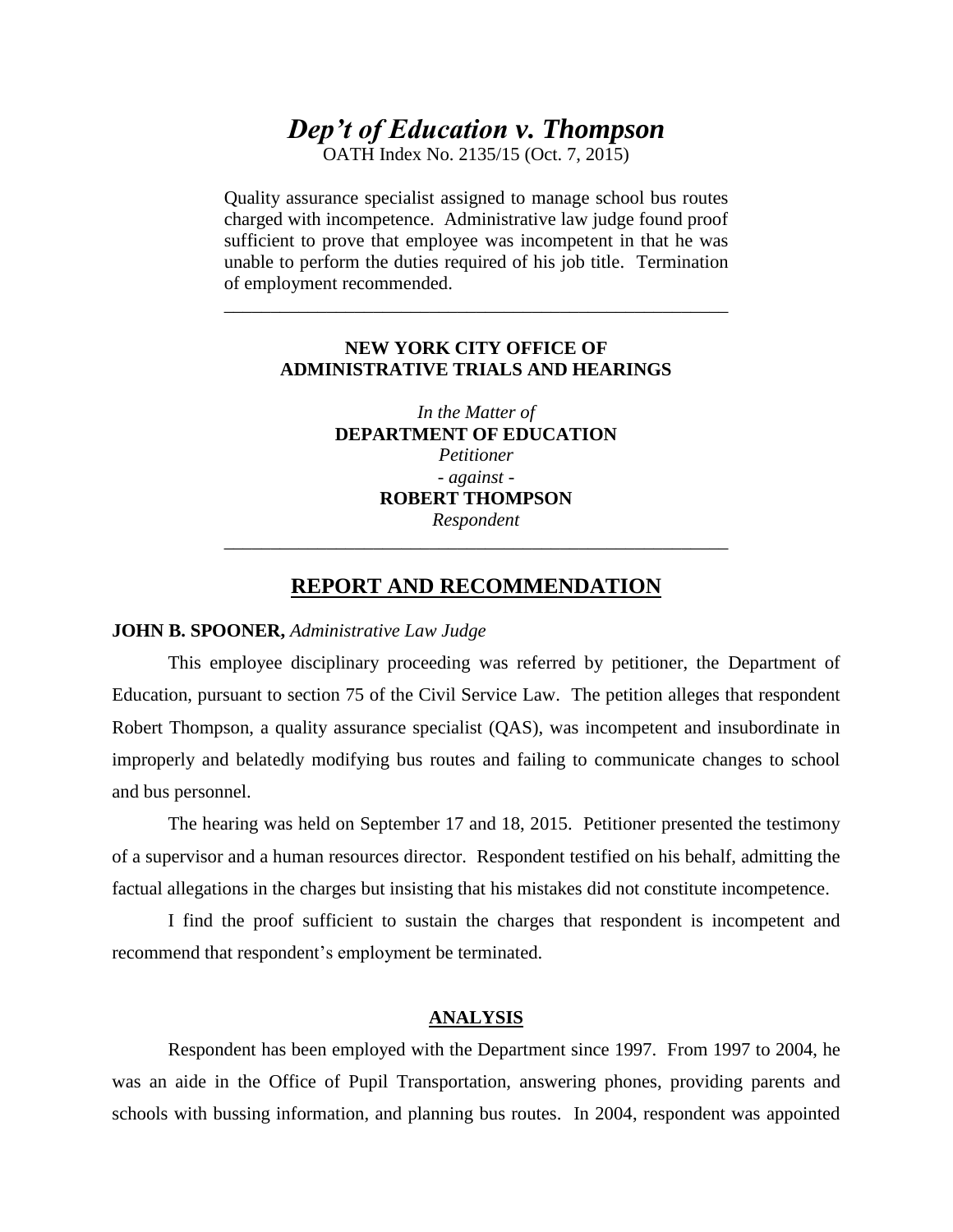# *Dep't of Education v. Thompson*

OATH Index No. 2135/15 (Oct. 7, 2015)

Quality assurance specialist assigned to manage school bus routes charged with incompetence. Administrative law judge found proof sufficient to prove that employee was incompetent in that he was unable to perform the duties required of his job title. Termination of employment recommended.

---

**NEW YORK CITY OFFICE OF ADMINISTRATIVE TRIALS AND HEARINGS**

*In the Matter of*
**DEPARTMENT OF EDUCATION**
*Petitioner*
*- against -*
**ROBERT THOMPSON**
*Respondent*

---

## REPORT AND RECOMMENDATION

**JOHN B. SPOONER,** *Administrative Law Judge*

This employee disciplinary proceeding was referred by petitioner, the Department of Education, pursuant to section 75 of the Civil Service Law. The petition alleges that respondent Robert Thompson, a quality assurance specialist (QAS), was incompetent and insubordinate in improperly and belatedly modifying bus routes and failing to communicate changes to school and bus personnel.

The hearing was held on September 17 and 18, 2015. Petitioner presented the testimony of a supervisor and a human resources director. Respondent testified on his behalf, admitting the factual allegations in the charges but insisting that his mistakes did not constitute incompetence.

I find the proof sufficient to sustain the charges that respondent is incompetent and recommend that respondent's employment be terminated.

### ANALYSIS

Respondent has been employed with the Department since 1997. From 1997 to 2004, he was an aide in the Office of Pupil Transportation, answering phones, providing parents and schools with bussing information, and planning bus routes. In 2004, respondent was appointed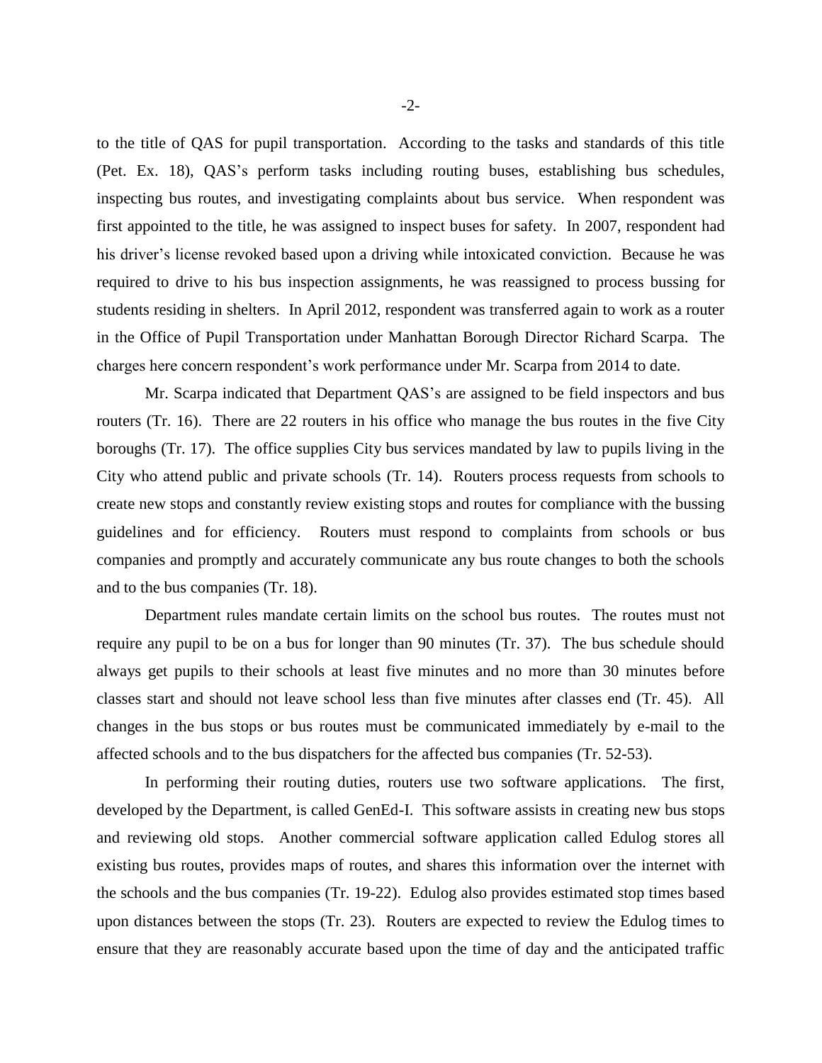to the title of QAS for pupil transportation. According to the tasks and standards of this title (Pet. Ex. 18), QAS's perform tasks including routing buses, establishing bus schedules, inspecting bus routes, and investigating complaints about bus service. When respondent was first appointed to the title, he was assigned to inspect buses for safety. In 2007, respondent had his driver's license revoked based upon a driving while intoxicated conviction. Because he was required to drive to his bus inspection assignments, he was reassigned to process bussing for students residing in shelters. In April 2012, respondent was transferred again to work as a router in the Office of Pupil Transportation under Manhattan Borough Director Richard Scarpa. The charges here concern respondent's work performance under Mr. Scarpa from 2014 to date.

Mr. Scarpa indicated that Department QAS's are assigned to be field inspectors and bus routers (Tr. 16). There are 22 routers in his office who manage the bus routes in the five City boroughs (Tr. 17). The office supplies City bus services mandated by law to pupils living in the City who attend public and private schools (Tr. 14). Routers process requests from schools to create new stops and constantly review existing stops and routes for compliance with the bussing guidelines and for efficiency. Routers must respond to complaints from schools or bus companies and promptly and accurately communicate any bus route changes to both the schools and to the bus companies (Tr. 18).

Department rules mandate certain limits on the school bus routes. The routes must not require any pupil to be on a bus for longer than 90 minutes (Tr. 37). The bus schedule should always get pupils to their schools at least five minutes and no more than 30 minutes before classes start and should not leave school less than five minutes after classes end (Tr. 45). All changes in the bus stops or bus routes must be communicated immediately by e-mail to the affected schools and to the bus dispatchers for the affected bus companies (Tr. 52-53).

In performing their routing duties, routers use two software applications. The first, developed by the Department, is called GenEd-I. This software assists in creating new bus stops and reviewing old stops. Another commercial software application called Edulog stores all existing bus routes, provides maps of routes, and shares this information over the internet with the schools and the bus companies (Tr. 19-22). Edulog also provides estimated stop times based upon distances between the stops (Tr. 23). Routers are expected to review the Edulog times to ensure that they are reasonably accurate based upon the time of day and the anticipated traffic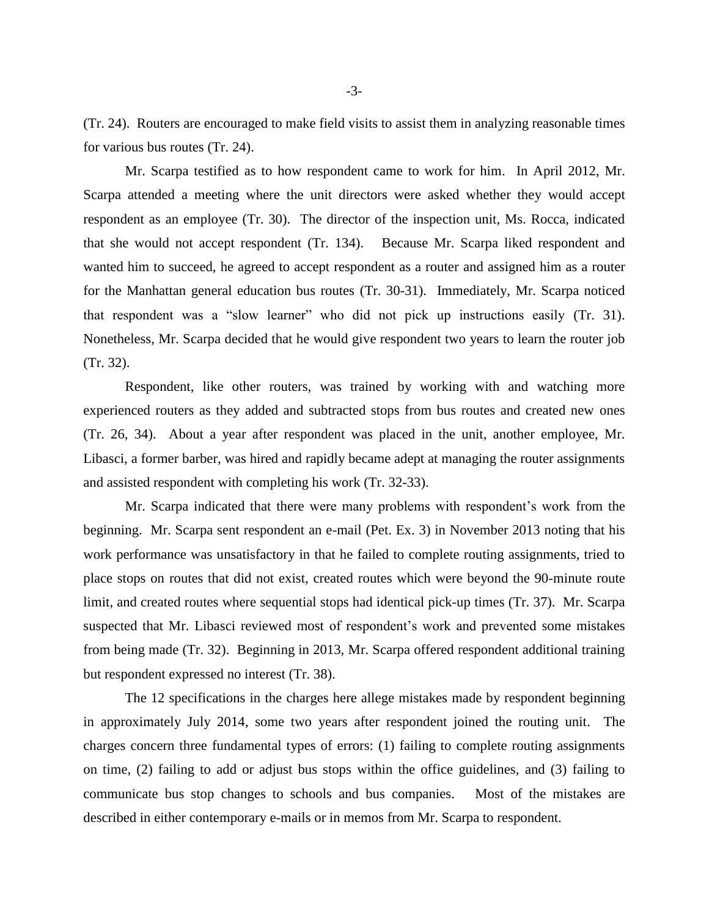(Tr. 24). Routers are encouraged to make field visits to assist them in analyzing reasonable times for various bus routes (Tr. 24).

Mr. Scarpa testified as to how respondent came to work for him. In April 2012, Mr. Scarpa attended a meeting where the unit directors were asked whether they would accept respondent as an employee (Tr. 30). The director of the inspection unit, Ms. Rocca, indicated that she would not accept respondent (Tr. 134). Because Mr. Scarpa liked respondent and wanted him to succeed, he agreed to accept respondent as a router and assigned him as a router for the Manhattan general education bus routes (Tr. 30-31). Immediately, Mr. Scarpa noticed that respondent was a "slow learner" who did not pick up instructions easily (Tr. 31). Nonetheless, Mr. Scarpa decided that he would give respondent two years to learn the router job (Tr. 32).

Respondent, like other routers, was trained by working with and watching more experienced routers as they added and subtracted stops from bus routes and created new ones (Tr. 26, 34). About a year after respondent was placed in the unit, another employee, Mr. Libasci, a former barber, was hired and rapidly became adept at managing the router assignments and assisted respondent with completing his work (Tr. 32-33).

Mr. Scarpa indicated that there were many problems with respondent's work from the beginning. Mr. Scarpa sent respondent an e-mail (Pet. Ex. 3) in November 2013 noting that his work performance was unsatisfactory in that he failed to complete routing assignments, tried to place stops on routes that did not exist, created routes which were beyond the 90-minute route limit, and created routes where sequential stops had identical pick-up times (Tr. 37). Mr. Scarpa suspected that Mr. Libasci reviewed most of respondent's work and prevented some mistakes from being made (Tr. 32). Beginning in 2013, Mr. Scarpa offered respondent additional training but respondent expressed no interest (Tr. 38).

The 12 specifications in the charges here allege mistakes made by respondent beginning in approximately July 2014, some two years after respondent joined the routing unit. The charges concern three fundamental types of errors: (1) failing to complete routing assignments on time, (2) failing to add or adjust bus stops within the office guidelines, and (3) failing to communicate bus stop changes to schools and bus companies. Most of the mistakes are described in either contemporary e-mails or in memos from Mr. Scarpa to respondent.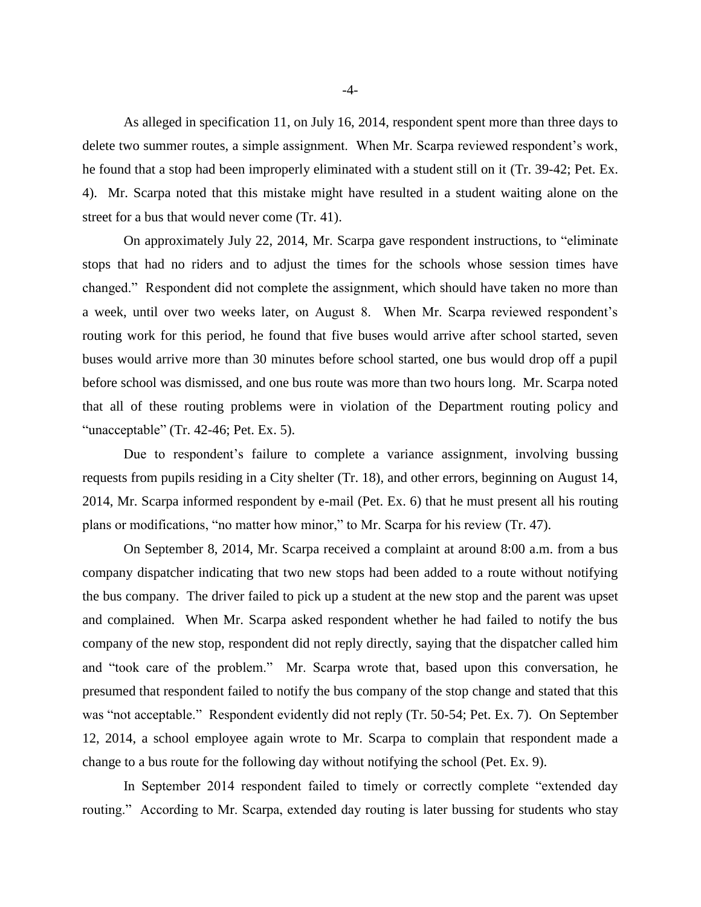As alleged in specification 11, on July 16, 2014, respondent spent more than three days to delete two summer routes, a simple assignment. When Mr. Scarpa reviewed respondent's work, he found that a stop had been improperly eliminated with a student still on it (Tr. 39-42; Pet. Ex. 4). Mr. Scarpa noted that this mistake might have resulted in a student waiting alone on the street for a bus that would never come (Tr. 41).

On approximately July 22, 2014, Mr. Scarpa gave respondent instructions, to "eliminate stops that had no riders and to adjust the times for the schools whose session times have changed." Respondent did not complete the assignment, which should have taken no more than a week, until over two weeks later, on August 8. When Mr. Scarpa reviewed respondent's routing work for this period, he found that five buses would arrive after school started, seven buses would arrive more than 30 minutes before school started, one bus would drop off a pupil before school was dismissed, and one bus route was more than two hours long. Mr. Scarpa noted that all of these routing problems were in violation of the Department routing policy and "unacceptable" (Tr. 42-46; Pet. Ex. 5).

Due to respondent's failure to complete a variance assignment, involving bussing requests from pupils residing in a City shelter (Tr. 18), and other errors, beginning on August 14, 2014, Mr. Scarpa informed respondent by e-mail (Pet. Ex. 6) that he must present all his routing plans or modifications, "no matter how minor," to Mr. Scarpa for his review (Tr. 47).

On September 8, 2014, Mr. Scarpa received a complaint at around 8:00 a.m. from a bus company dispatcher indicating that two new stops had been added to a route without notifying the bus company. The driver failed to pick up a student at the new stop and the parent was upset and complained. When Mr. Scarpa asked respondent whether he had failed to notify the bus company of the new stop, respondent did not reply directly, saying that the dispatcher called him and "took care of the problem." Mr. Scarpa wrote that, based upon this conversation, he presumed that respondent failed to notify the bus company of the stop change and stated that this was "not acceptable." Respondent evidently did not reply (Tr. 50-54; Pet. Ex. 7). On September 12, 2014, a school employee again wrote to Mr. Scarpa to complain that respondent made a change to a bus route for the following day without notifying the school (Pet. Ex. 9).

In September 2014 respondent failed to timely or correctly complete "extended day routing." According to Mr. Scarpa, extended day routing is later bussing for students who stay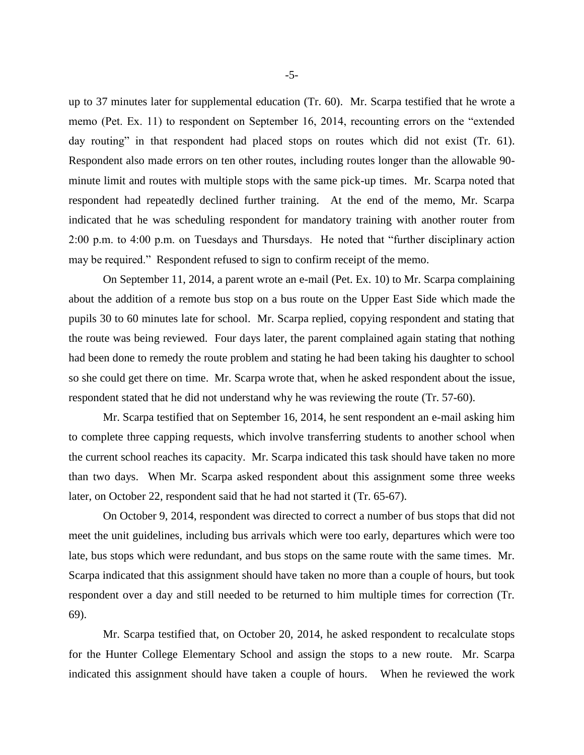up to 37 minutes later for supplemental education (Tr. 60). Mr. Scarpa testified that he wrote a memo (Pet. Ex. 11) to respondent on September 16, 2014, recounting errors on the "extended day routing" in that respondent had placed stops on routes which did not exist (Tr. 61). Respondent also made errors on ten other routes, including routes longer than the allowable 90-minute limit and routes with multiple stops with the same pick-up times. Mr. Scarpa noted that respondent had repeatedly declined further training. At the end of the memo, Mr. Scarpa indicated that he was scheduling respondent for mandatory training with another router from 2:00 p.m. to 4:00 p.m. on Tuesdays and Thursdays. He noted that "further disciplinary action may be required." Respondent refused to sign to confirm receipt of the memo.

On September 11, 2014, a parent wrote an e-mail (Pet. Ex. 10) to Mr. Scarpa complaining about the addition of a remote bus stop on a bus route on the Upper East Side which made the pupils 30 to 60 minutes late for school. Mr. Scarpa replied, copying respondent and stating that the route was being reviewed. Four days later, the parent complained again stating that nothing had been done to remedy the route problem and stating he had been taking his daughter to school so she could get there on time. Mr. Scarpa wrote that, when he asked respondent about the issue, respondent stated that he did not understand why he was reviewing the route (Tr. 57-60).

Mr. Scarpa testified that on September 16, 2014, he sent respondent an e-mail asking him to complete three capping requests, which involve transferring students to another school when the current school reaches its capacity. Mr. Scarpa indicated this task should have taken no more than two days. When Mr. Scarpa asked respondent about this assignment some three weeks later, on October 22, respondent said that he had not started it (Tr. 65-67).

On October 9, 2014, respondent was directed to correct a number of bus stops that did not meet the unit guidelines, including bus arrivals which were too early, departures which were too late, bus stops which were redundant, and bus stops on the same route with the same times. Mr. Scarpa indicated that this assignment should have taken no more than a couple of hours, but took respondent over a day and still needed to be returned to him multiple times for correction (Tr. 69).

Mr. Scarpa testified that, on October 20, 2014, he asked respondent to recalculate stops for the Hunter College Elementary School and assign the stops to a new route. Mr. Scarpa indicated this assignment should have taken a couple of hours. When he reviewed the work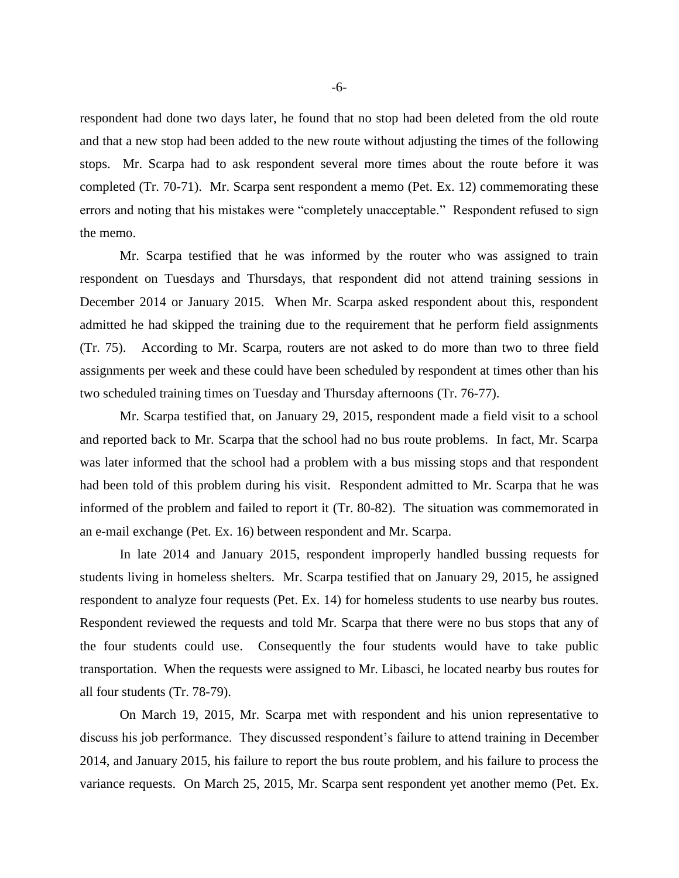respondent had done two days later, he found that no stop had been deleted from the old route and that a new stop had been added to the new route without adjusting the times of the following stops. Mr. Scarpa had to ask respondent several more times about the route before it was completed (Tr. 70-71). Mr. Scarpa sent respondent a memo (Pet. Ex. 12) commemorating these errors and noting that his mistakes were "completely unacceptable." Respondent refused to sign the memo.

Mr. Scarpa testified that he was informed by the router who was assigned to train respondent on Tuesdays and Thursdays, that respondent did not attend training sessions in December 2014 or January 2015. When Mr. Scarpa asked respondent about this, respondent admitted he had skipped the training due to the requirement that he perform field assignments (Tr. 75). According to Mr. Scarpa, routers are not asked to do more than two to three field assignments per week and these could have been scheduled by respondent at times other than his two scheduled training times on Tuesday and Thursday afternoons (Tr. 76-77).

Mr. Scarpa testified that, on January 29, 2015, respondent made a field visit to a school and reported back to Mr. Scarpa that the school had no bus route problems. In fact, Mr. Scarpa was later informed that the school had a problem with a bus missing stops and that respondent had been told of this problem during his visit. Respondent admitted to Mr. Scarpa that he was informed of the problem and failed to report it (Tr. 80-82). The situation was commemorated in an e-mail exchange (Pet. Ex. 16) between respondent and Mr. Scarpa.

In late 2014 and January 2015, respondent improperly handled bussing requests for students living in homeless shelters. Mr. Scarpa testified that on January 29, 2015, he assigned respondent to analyze four requests (Pet. Ex. 14) for homeless students to use nearby bus routes. Respondent reviewed the requests and told Mr. Scarpa that there were no bus stops that any of the four students could use. Consequently the four students would have to take public transportation. When the requests were assigned to Mr. Libasci, he located nearby bus routes for all four students (Tr. 78-79).

On March 19, 2015, Mr. Scarpa met with respondent and his union representative to discuss his job performance. They discussed respondent's failure to attend training in December 2014, and January 2015, his failure to report the bus route problem, and his failure to process the variance requests. On March 25, 2015, Mr. Scarpa sent respondent yet another memo (Pet. Ex.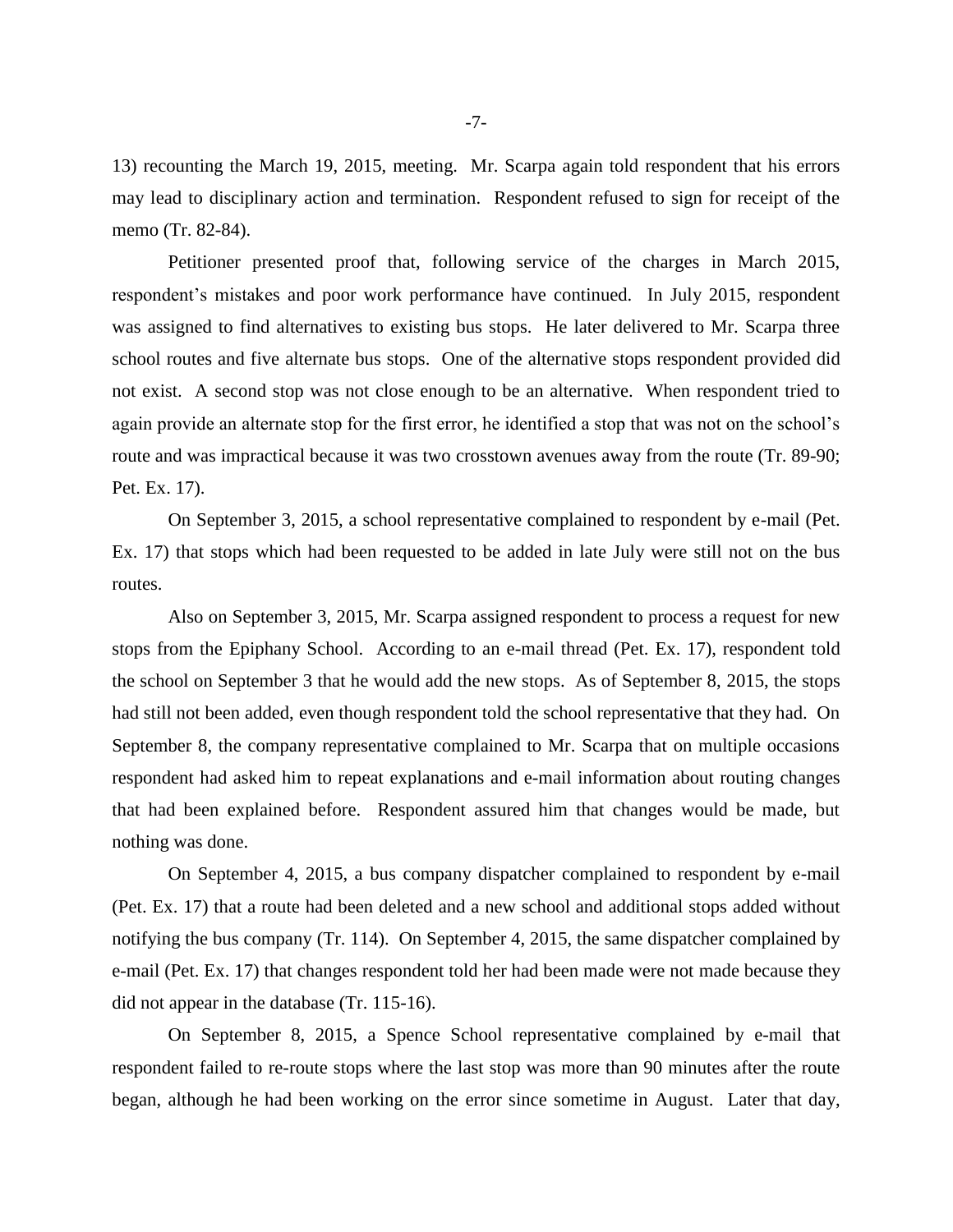13) recounting the March 19, 2015, meeting. Mr. Scarpa again told respondent that his errors may lead to disciplinary action and termination. Respondent refused to sign for receipt of the memo (Tr. 82-84).

Petitioner presented proof that, following service of the charges in March 2015, respondent's mistakes and poor work performance have continued. In July 2015, respondent was assigned to find alternatives to existing bus stops. He later delivered to Mr. Scarpa three school routes and five alternate bus stops. One of the alternative stops respondent provided did not exist. A second stop was not close enough to be an alternative. When respondent tried to again provide an alternate stop for the first error, he identified a stop that was not on the school's route and was impractical because it was two crosstown avenues away from the route (Tr. 89-90; Pet. Ex. 17).

On September 3, 2015, a school representative complained to respondent by e-mail (Pet. Ex. 17) that stops which had been requested to be added in late July were still not on the bus routes.

Also on September 3, 2015, Mr. Scarpa assigned respondent to process a request for new stops from the Epiphany School. According to an e-mail thread (Pet. Ex. 17), respondent told the school on September 3 that he would add the new stops. As of September 8, 2015, the stops had still not been added, even though respondent told the school representative that they had. On September 8, the company representative complained to Mr. Scarpa that on multiple occasions respondent had asked him to repeat explanations and e-mail information about routing changes that had been explained before. Respondent assured him that changes would be made, but nothing was done.

On September 4, 2015, a bus company dispatcher complained to respondent by e-mail (Pet. Ex. 17) that a route had been deleted and a new school and additional stops added without notifying the bus company (Tr. 114). On September 4, 2015, the same dispatcher complained by e-mail (Pet. Ex. 17) that changes respondent told her had been made were not made because they did not appear in the database (Tr. 115-16).

On September 8, 2015, a Spence School representative complained by e-mail that respondent failed to re-route stops where the last stop was more than 90 minutes after the route began, although he had been working on the error since sometime in August. Later that day,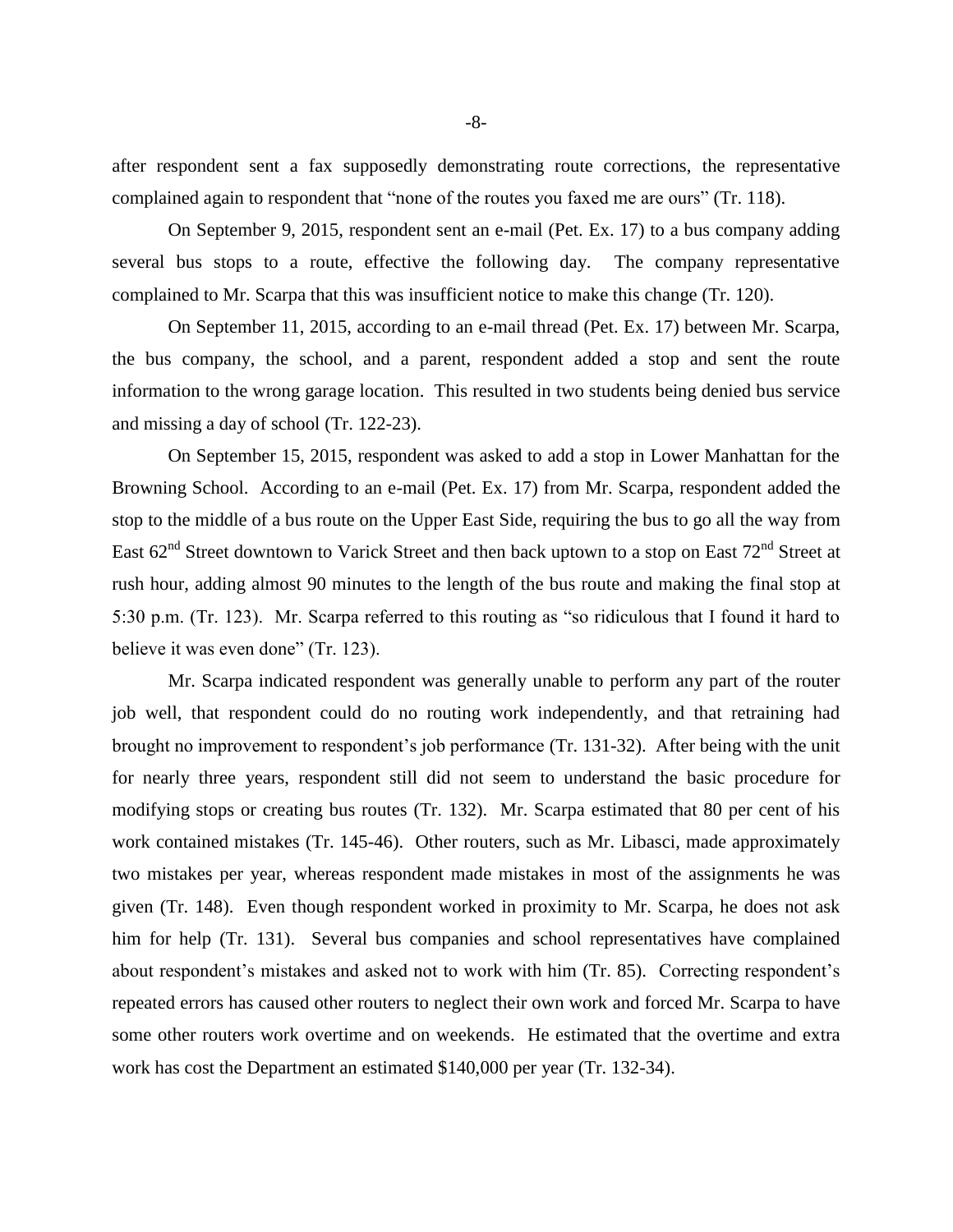after respondent sent a fax supposedly demonstrating route corrections, the representative complained again to respondent that "none of the routes you faxed me are ours" (Tr. 118).

On September 9, 2015, respondent sent an e-mail (Pet. Ex. 17) to a bus company adding several bus stops to a route, effective the following day. The company representative complained to Mr. Scarpa that this was insufficient notice to make this change (Tr. 120).

On September 11, 2015, according to an e-mail thread (Pet. Ex. 17) between Mr. Scarpa, the bus company, the school, and a parent, respondent added a stop and sent the route information to the wrong garage location. This resulted in two students being denied bus service and missing a day of school (Tr. 122-23).

On September 15, 2015, respondent was asked to add a stop in Lower Manhattan for the Browning School. According to an e-mail (Pet. Ex. 17) from Mr. Scarpa, respondent added the stop to the middle of a bus route on the Upper East Side, requiring the bus to go all the way from East 62nd Street downtown to Varick Street and then back uptown to a stop on East 72nd Street at rush hour, adding almost 90 minutes to the length of the bus route and making the final stop at 5:30 p.m. (Tr. 123). Mr. Scarpa referred to this routing as "so ridiculous that I found it hard to believe it was even done" (Tr. 123).

Mr. Scarpa indicated respondent was generally unable to perform any part of the router job well, that respondent could do no routing work independently, and that retraining had brought no improvement to respondent's job performance (Tr. 131-32). After being with the unit for nearly three years, respondent still did not seem to understand the basic procedure for modifying stops or creating bus routes (Tr. 132). Mr. Scarpa estimated that 80 per cent of his work contained mistakes (Tr. 145-46). Other routers, such as Mr. Libasci, made approximately two mistakes per year, whereas respondent made mistakes in most of the assignments he was given (Tr. 148). Even though respondent worked in proximity to Mr. Scarpa, he does not ask him for help (Tr. 131). Several bus companies and school representatives have complained about respondent's mistakes and asked not to work with him (Tr. 85). Correcting respondent's repeated errors has caused other routers to neglect their own work and forced Mr. Scarpa to have some other routers work overtime and on weekends. He estimated that the overtime and extra work has cost the Department an estimated $140,000 per year (Tr. 132-34).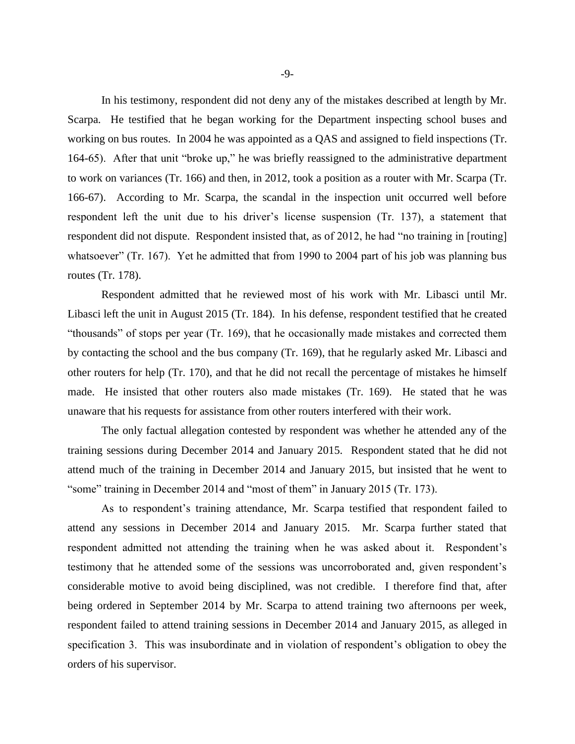In his testimony, respondent did not deny any of the mistakes described at length by Mr. Scarpa. He testified that he began working for the Department inspecting school buses and working on bus routes. In 2004 he was appointed as a QAS and assigned to field inspections (Tr. 164-65). After that unit "broke up," he was briefly reassigned to the administrative department to work on variances (Tr. 166) and then, in 2012, took a position as a router with Mr. Scarpa (Tr. 166-67). According to Mr. Scarpa, the scandal in the inspection unit occurred well before respondent left the unit due to his driver's license suspension (Tr. 137), a statement that respondent did not dispute. Respondent insisted that, as of 2012, he had "no training in [routing] whatsoever" (Tr. 167). Yet he admitted that from 1990 to 2004 part of his job was planning bus routes (Tr. 178).

Respondent admitted that he reviewed most of his work with Mr. Libasci until Mr. Libasci left the unit in August 2015 (Tr. 184). In his defense, respondent testified that he created "thousands" of stops per year (Tr. 169), that he occasionally made mistakes and corrected them by contacting the school and the bus company (Tr. 169), that he regularly asked Mr. Libasci and other routers for help (Tr. 170), and that he did not recall the percentage of mistakes he himself made. He insisted that other routers also made mistakes (Tr. 169). He stated that he was unaware that his requests for assistance from other routers interfered with their work.

The only factual allegation contested by respondent was whether he attended any of the training sessions during December 2014 and January 2015. Respondent stated that he did not attend much of the training in December 2014 and January 2015, but insisted that he went to "some" training in December 2014 and "most of them" in January 2015 (Tr. 173).

As to respondent's training attendance, Mr. Scarpa testified that respondent failed to attend any sessions in December 2014 and January 2015. Mr. Scarpa further stated that respondent admitted not attending the training when he was asked about it. Respondent's testimony that he attended some of the sessions was uncorroborated and, given respondent's considerable motive to avoid being disciplined, was not credible. I therefore find that, after being ordered in September 2014 by Mr. Scarpa to attend training two afternoons per week, respondent failed to attend training sessions in December 2014 and January 2015, as alleged in specification 3. This was insubordinate and in violation of respondent's obligation to obey the orders of his supervisor.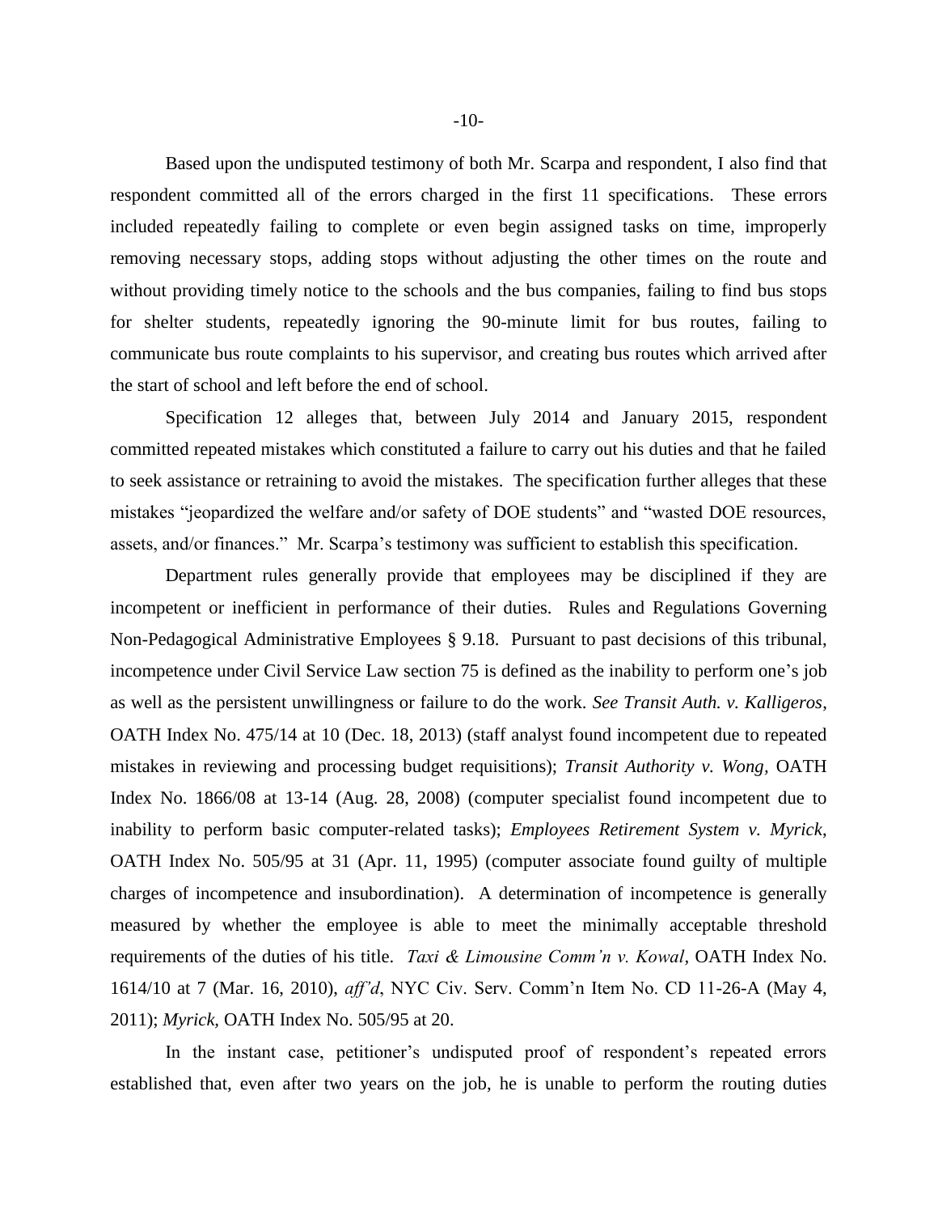Based upon the undisputed testimony of both Mr. Scarpa and respondent, I also find that respondent committed all of the errors charged in the first 11 specifications. These errors included repeatedly failing to complete or even begin assigned tasks on time, improperly removing necessary stops, adding stops without adjusting the other times on the route and without providing timely notice to the schools and the bus companies, failing to find bus stops for shelter students, repeatedly ignoring the 90-minute limit for bus routes, failing to communicate bus route complaints to his supervisor, and creating bus routes which arrived after the start of school and left before the end of school.

Specification 12 alleges that, between July 2014 and January 2015, respondent committed repeated mistakes which constituted a failure to carry out his duties and that he failed to seek assistance or retraining to avoid the mistakes. The specification further alleges that these mistakes "jeopardized the welfare and/or safety of DOE students" and "wasted DOE resources, assets, and/or finances." Mr. Scarpa's testimony was sufficient to establish this specification.

Department rules generally provide that employees may be disciplined if they are incompetent or inefficient in performance of their duties. Rules and Regulations Governing Non-Pedagogical Administrative Employees § 9.18. Pursuant to past decisions of this tribunal, incompetence under Civil Service Law section 75 is defined as the inability to perform one's job as well as the persistent unwillingness or failure to do the work. *See Transit Auth. v. Kalligeros*, OATH Index No. 475/14 at 10 (Dec. 18, 2013) (staff analyst found incompetent due to repeated mistakes in reviewing and processing budget requisitions); *Transit Authority v. Wong*, OATH Index No. 1866/08 at 13-14 (Aug. 28, 2008) (computer specialist found incompetent due to inability to perform basic computer-related tasks); *Employees Retirement System v. Myrick*, OATH Index No. 505/95 at 31 (Apr. 11, 1995) (computer associate found guilty of multiple charges of incompetence and insubordination). A determination of incompetence is generally measured by whether the employee is able to meet the minimally acceptable threshold requirements of the duties of his title. *Taxi & Limousine Comm'n v. Kowal*, OATH Index No. 1614/10 at 7 (Mar. 16, 2010), *aff'd*, NYC Civ. Serv. Comm'n Item No. CD 11-26-A (May 4, 2011); *Myrick*, OATH Index No. 505/95 at 20.

In the instant case, petitioner's undisputed proof of respondent's repeated errors established that, even after two years on the job, he is unable to perform the routing duties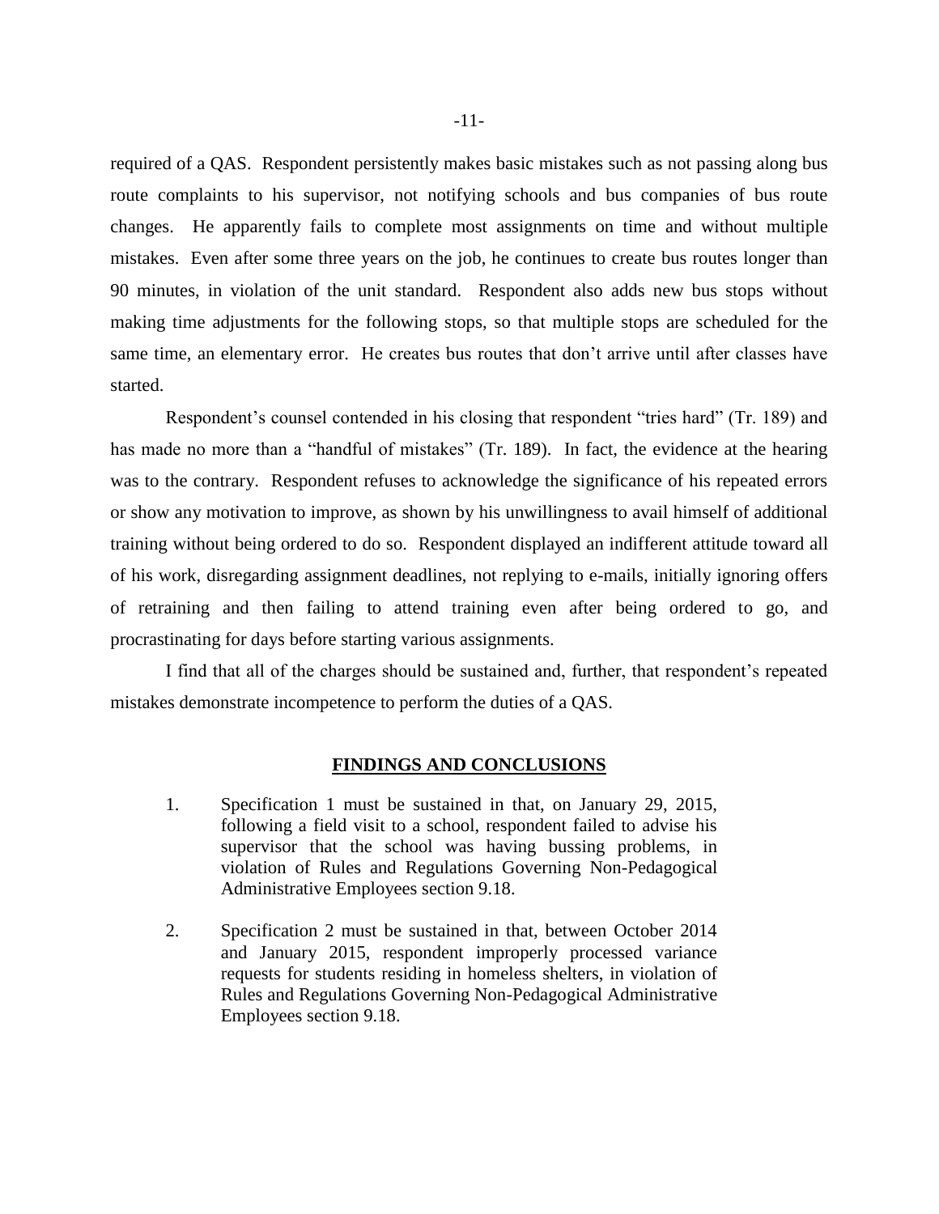required of a QAS. Respondent persistently makes basic mistakes such as not passing along bus route complaints to his supervisor, not notifying schools and bus companies of bus route changes. He apparently fails to complete most assignments on time and without multiple mistakes. Even after some three years on the job, he continues to create bus routes longer than 90 minutes, in violation of the unit standard. Respondent also adds new bus stops without making time adjustments for the following stops, so that multiple stops are scheduled for the same time, an elementary error. He creates bus routes that don't arrive until after classes have started.

Respondent's counsel contended in his closing that respondent "tries hard" (Tr. 189) and has made no more than a "handful of mistakes" (Tr. 189). In fact, the evidence at the hearing was to the contrary. Respondent refuses to acknowledge the significance of his repeated errors or show any motivation to improve, as shown by his unwillingness to avail himself of additional training without being ordered to do so. Respondent displayed an indifferent attitude toward all of his work, disregarding assignment deadlines, not replying to e-mails, initially ignoring offers of retraining and then failing to attend training even after being ordered to go, and procrastinating for days before starting various assignments.

I find that all of the charges should be sustained and, further, that respondent's repeated mistakes demonstrate incompetence to perform the duties of a QAS.

## FINDINGS AND CONCLUSIONS

1. Specification 1 must be sustained in that, on January 29, 2015, following a field visit to a school, respondent failed to advise his supervisor that the school was having bussing problems, in violation of Rules and Regulations Governing Non-Pedagogical Administrative Employees section 9.18.

2. Specification 2 must be sustained in that, between October 2014 and January 2015, respondent improperly processed variance requests for students residing in homeless shelters, in violation of Rules and Regulations Governing Non-Pedagogical Administrative Employees section 9.18.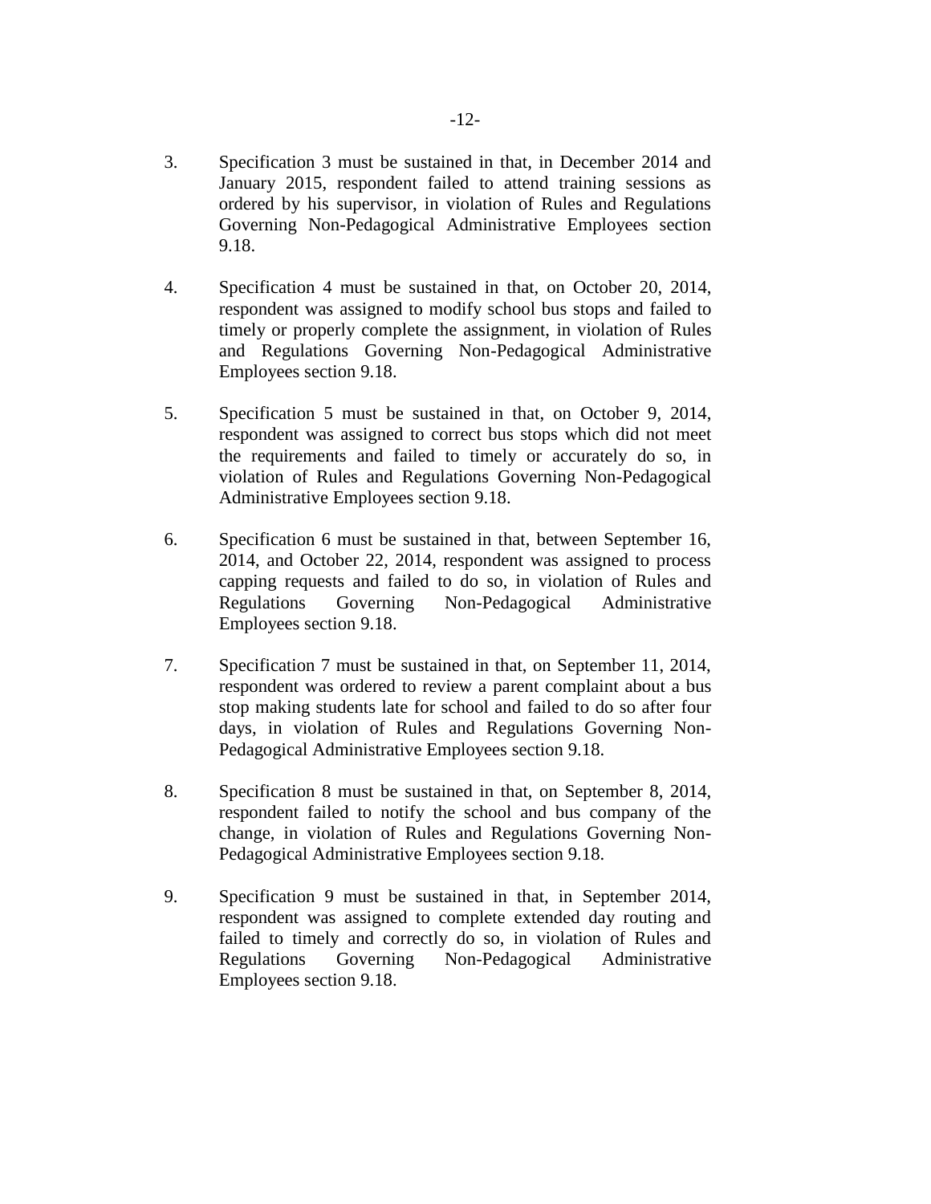3. Specification 3 must be sustained in that, in December 2014 and January 2015, respondent failed to attend training sessions as ordered by his supervisor, in violation of Rules and Regulations Governing Non-Pedagogical Administrative Employees section 9.18.

4. Specification 4 must be sustained in that, on October 20, 2014, respondent was assigned to modify school bus stops and failed to timely or properly complete the assignment, in violation of Rules and Regulations Governing Non-Pedagogical Administrative Employees section 9.18.

5. Specification 5 must be sustained in that, on October 9, 2014, respondent was assigned to correct bus stops which did not meet the requirements and failed to timely or accurately do so, in violation of Rules and Regulations Governing Non-Pedagogical Administrative Employees section 9.18.

6. Specification 6 must be sustained in that, between September 16, 2014, and October 22, 2014, respondent was assigned to process capping requests and failed to do so, in violation of Rules and Regulations Governing Non-Pedagogical Administrative Employees section 9.18.

7. Specification 7 must be sustained in that, on September 11, 2014, respondent was ordered to review a parent complaint about a bus stop making students late for school and failed to do so after four days, in violation of Rules and Regulations Governing Non-Pedagogical Administrative Employees section 9.18.

8. Specification 8 must be sustained in that, on September 8, 2014, respondent failed to notify the school and bus company of the change, in violation of Rules and Regulations Governing Non-Pedagogical Administrative Employees section 9.18.

9. Specification 9 must be sustained in that, in September 2014, respondent was assigned to complete extended day routing and failed to timely and correctly do so, in violation of Rules and Regulations Governing Non-Pedagogical Administrative Employees section 9.18.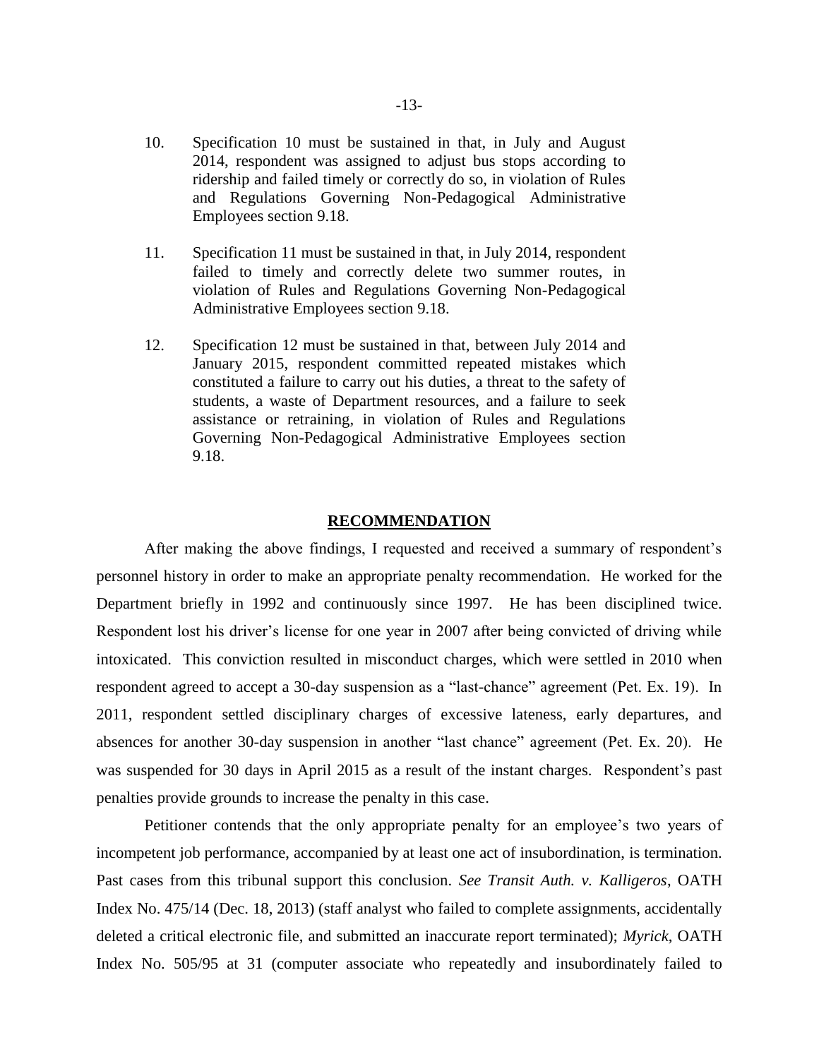10. Specification 10 must be sustained in that, in July and August 2014, respondent was assigned to adjust bus stops according to ridership and failed timely or correctly do so, in violation of Rules and Regulations Governing Non-Pedagogical Administrative Employees section 9.18.

11. Specification 11 must be sustained in that, in July 2014, respondent failed to timely and correctly delete two summer routes, in violation of Rules and Regulations Governing Non-Pedagogical Administrative Employees section 9.18.

12. Specification 12 must be sustained in that, between July 2014 and January 2015, respondent committed repeated mistakes which constituted a failure to carry out his duties, a threat to the safety of students, a waste of Department resources, and a failure to seek assistance or retraining, in violation of Rules and Regulations Governing Non-Pedagogical Administrative Employees section 9.18.

## RECOMMENDATION

After making the above findings, I requested and received a summary of respondent's personnel history in order to make an appropriate penalty recommendation. He worked for the Department briefly in 1992 and continuously since 1997. He has been disciplined twice. Respondent lost his driver's license for one year in 2007 after being convicted of driving while intoxicated. This conviction resulted in misconduct charges, which were settled in 2010 when respondent agreed to accept a 30-day suspension as a "last-chance" agreement (Pet. Ex. 19). In 2011, respondent settled disciplinary charges of excessive lateness, early departures, and absences for another 30-day suspension in another "last chance" agreement (Pet. Ex. 20). He was suspended for 30 days in April 2015 as a result of the instant charges. Respondent's past penalties provide grounds to increase the penalty in this case.

Petitioner contends that the only appropriate penalty for an employee's two years of incompetent job performance, accompanied by at least one act of insubordination, is termination. Past cases from this tribunal support this conclusion. *See Transit Auth. v. Kalligeros*, OATH Index No. 475/14 (Dec. 18, 2013) (staff analyst who failed to complete assignments, accidentally deleted a critical electronic file, and submitted an inaccurate report terminated); *Myrick*, OATH Index No. 505/95 at 31 (computer associate who repeatedly and insubordinately failed to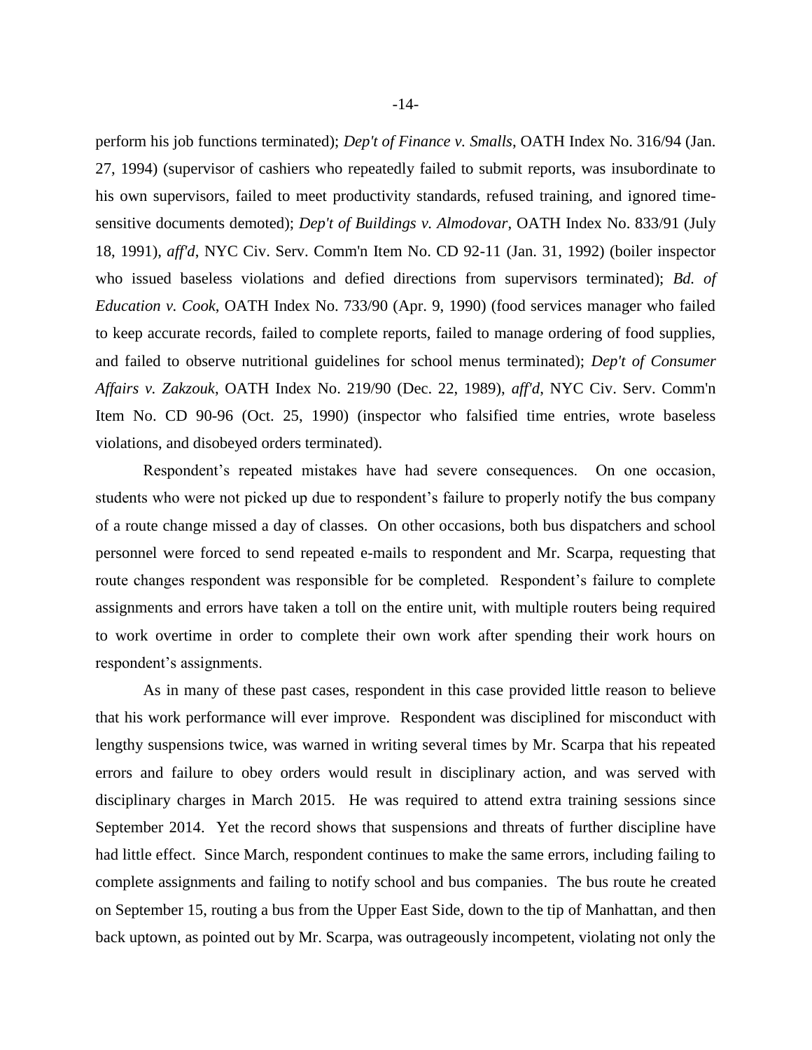perform his job functions terminated); *Dep't of Finance v. Smalls*, OATH Index No. 316/94 (Jan. 27, 1994) (supervisor of cashiers who repeatedly failed to submit reports, was insubordinate to his own supervisors, failed to meet productivity standards, refused training, and ignored time-sensitive documents demoted); *Dep't of Buildings v. Almodovar*, OATH Index No. 833/91 (July 18, 1991), *aff'd*, NYC Civ. Serv. Comm'n Item No. CD 92-11 (Jan. 31, 1992) (boiler inspector who issued baseless violations and defied directions from supervisors terminated); *Bd. of Education v. Cook*, OATH Index No. 733/90 (Apr. 9, 1990) (food services manager who failed to keep accurate records, failed to complete reports, failed to manage ordering of food supplies, and failed to observe nutritional guidelines for school menus terminated); *Dep't of Consumer Affairs v. Zakzouk*, OATH Index No. 219/90 (Dec. 22, 1989), *aff'd*, NYC Civ. Serv. Comm'n Item No. CD 90-96 (Oct. 25, 1990) (inspector who falsified time entries, wrote baseless violations, and disobeyed orders terminated).

Respondent's repeated mistakes have had severe consequences. On one occasion, students who were not picked up due to respondent's failure to properly notify the bus company of a route change missed a day of classes. On other occasions, both bus dispatchers and school personnel were forced to send repeated e-mails to respondent and Mr. Scarpa, requesting that route changes respondent was responsible for be completed. Respondent's failure to complete assignments and errors have taken a toll on the entire unit, with multiple routers being required to work overtime in order to complete their own work after spending their work hours on respondent's assignments.

As in many of these past cases, respondent in this case provided little reason to believe that his work performance will ever improve. Respondent was disciplined for misconduct with lengthy suspensions twice, was warned in writing several times by Mr. Scarpa that his repeated errors and failure to obey orders would result in disciplinary action, and was served with disciplinary charges in March 2015. He was required to attend extra training sessions since September 2014. Yet the record shows that suspensions and threats of further discipline have had little effect. Since March, respondent continues to make the same errors, including failing to complete assignments and failing to notify school and bus companies. The bus route he created on September 15, routing a bus from the Upper East Side, down to the tip of Manhattan, and then back uptown, as pointed out by Mr. Scarpa, was outrageously incompetent, violating not only the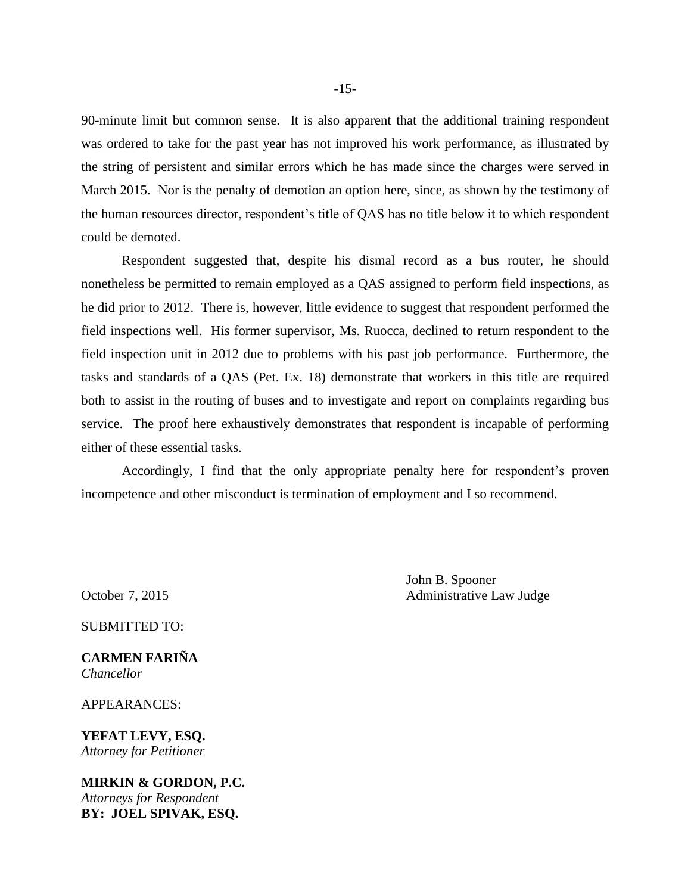90-minute limit but common sense. It is also apparent that the additional training respondent was ordered to take for the past year has not improved his work performance, as illustrated by the string of persistent and similar errors which he has made since the charges were served in March 2015. Nor is the penalty of demotion an option here, since, as shown by the testimony of the human resources director, respondent's title of QAS has no title below it to which respondent could be demoted.

Respondent suggested that, despite his dismal record as a bus router, he should nonetheless be permitted to remain employed as a QAS assigned to perform field inspections, as he did prior to 2012. There is, however, little evidence to suggest that respondent performed the field inspections well. His former supervisor, Ms. Ruocca, declined to return respondent to the field inspection unit in 2012 due to problems with his past job performance. Furthermore, the tasks and standards of a QAS (Pet. Ex. 18) demonstrate that workers in this title are required both to assist in the routing of buses and to investigate and report on complaints regarding bus service. The proof here exhaustively demonstrates that respondent is incapable of performing either of these essential tasks.

Accordingly, I find that the only appropriate penalty here for respondent's proven incompetence and other misconduct is termination of employment and I so recommend.

John B. Spooner
Administrative Law Judge

October 7, 2015

SUBMITTED TO:

**CARMEN FARIÑA**
*Chancellor*

APPEARANCES:

**YEFAT LEVY, ESQ.**
*Attorney for Petitioner*

**MIRKIN & GORDON, P.C.**
*Attorneys for Respondent*
**BY: JOEL SPIVAK, ESQ.**